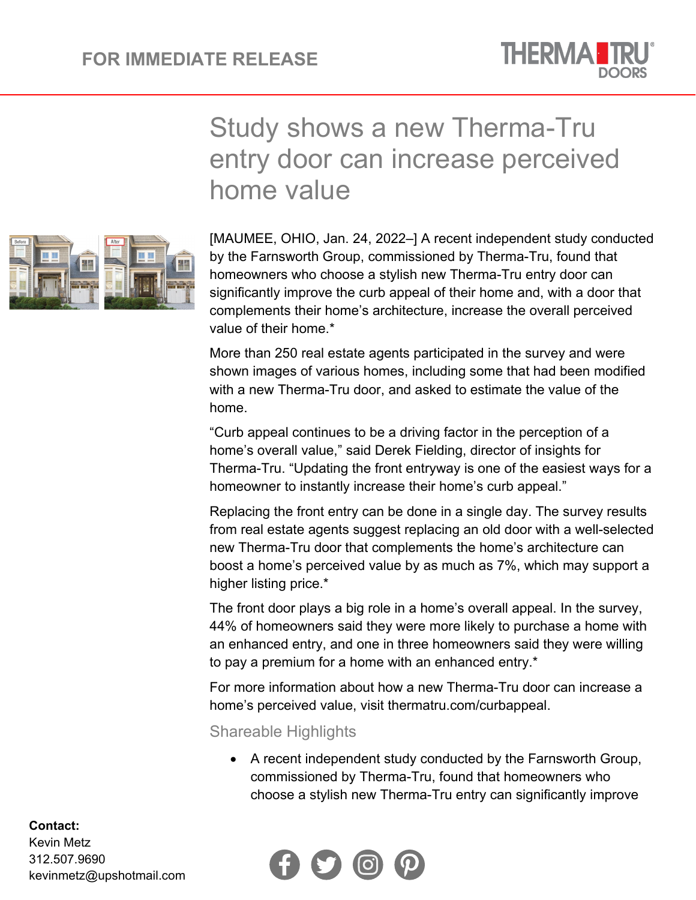FOR IMMEDIATE RELEASE

# Study shows a new Therma-Tru entry door can increase perceived home value

[MAUMEE, OHIO, Jan. 24, 2022–] A recent independent study conducted by the Farnsworth Group, commissioned by Therma-Tru, found that homeowners who choose a stylish new Therma-Tru entry door can significantly improve the curb appeal of their home and, with a door that complements their home's architecture, increase the overall perceived value of their home.*

More than 250 real estate agents participated in the survey and were shown images of various homes, including some that had been modified with a new Therma-Tru door, and asked to estimate the value of the home.

"Curb appeal continues to be a driving factor in the perception of a home's overall value," said Derek Fielding, director of insights for Therma-Tru. "Updating the front entryway is one of the easiest ways for a homeowner to instantly increase their home's curb appeal."

Replacing the front entry can be done in a single day. The survey results from real estate agents suggest replacing an old door with a well-selected new Therma-Tru door that complements the home's architecture can boost a home's perceived value by as much as 7%, which may support a higher listing price.*

The front door plays a big role in a home's overall appeal. In the survey, 44% of homeowners said they were more likely to purchase a home with an enhanced entry, and one in three homeowners said they were willing to pay a premium for a home with an enhanced entry.*

For more information about how a new Therma-Tru door can increase a home's perceived value, visit thermatru.com/curbappeal.

## Shareable Highlights

- A recent independent study conducted by the Farnsworth Group, commissioned by Therma-Tru, found that homeowners who choose a stylish new Therma-Tru entry can significantly improve

**Contact:**
Kevin Metz
312.507.9690
kevinmetz@upshotmail.com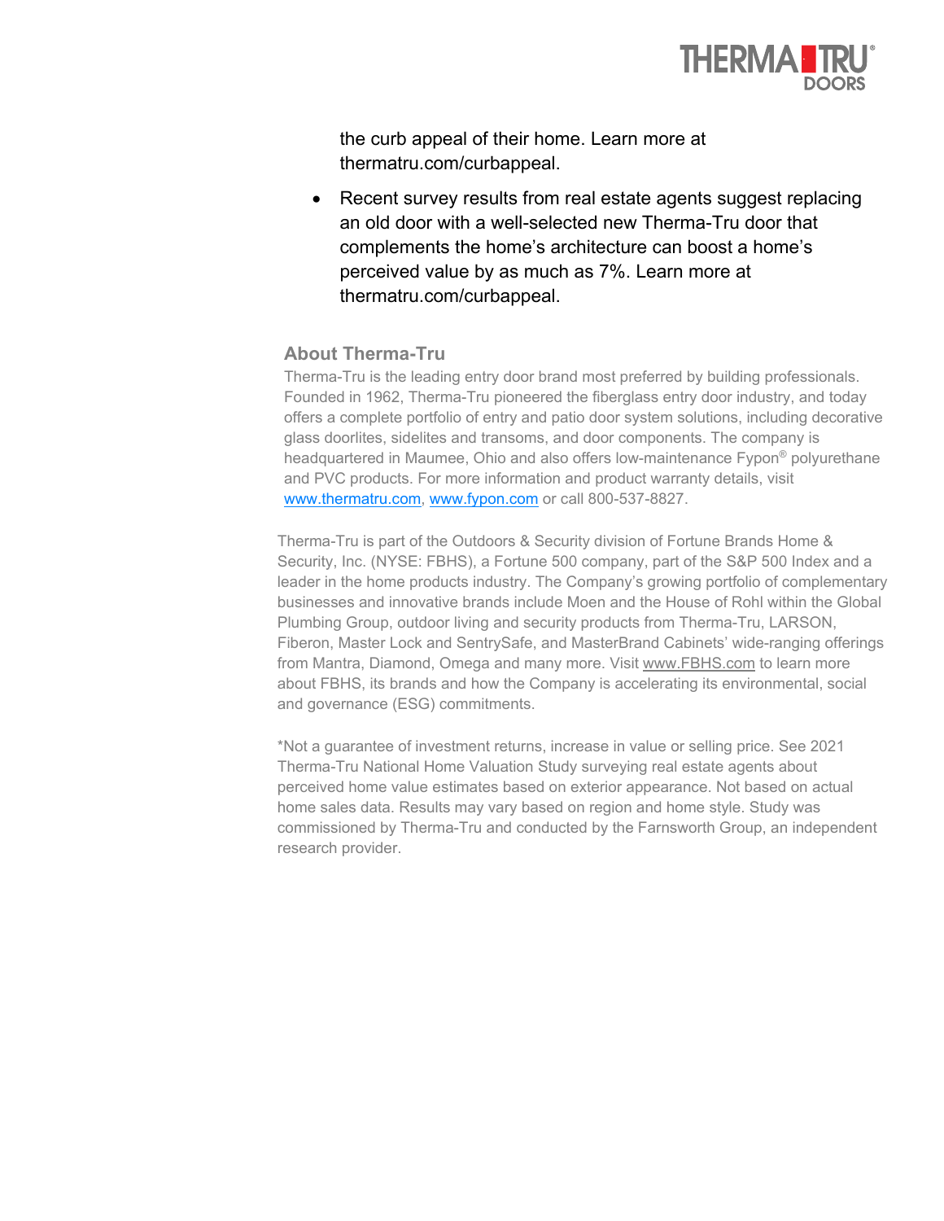the curb appeal of their home. Learn more at thermatru.com/curbappeal.

- Recent survey results from real estate agents suggest replacing an old door with a well-selected new Therma-Tru door that complements the home's architecture can boost a home's perceived value by as much as 7%. Learn more at thermatru.com/curbappeal.

## About Therma-Tru

Therma-Tru is the leading entry door brand most preferred by building professionals. Founded in 1962, Therma-Tru pioneered the fiberglass entry door industry, and today offers a complete portfolio of entry and patio door system solutions, including decorative glass doorlites, sidelites and transoms, and door components. The company is headquartered in Maumee, Ohio and also offers low-maintenance Fypon® polyurethane and PVC products. For more information and product warranty details, visit www.thermatru.com, www.fypon.com or call 800-537-8827.

Therma-Tru is part of the Outdoors & Security division of Fortune Brands Home & Security, Inc. (NYSE: FBHS), a Fortune 500 company, part of the S&P 500 Index and a leader in the home products industry. The Company's growing portfolio of complementary businesses and innovative brands include Moen and the House of Rohl within the Global Plumbing Group, outdoor living and security products from Therma-Tru, LARSON, Fiberon, Master Lock and SentrySafe, and MasterBrand Cabinets' wide-ranging offerings from Mantra, Diamond, Omega and many more. Visit www.FBHS.com to learn more about FBHS, its brands and how the Company is accelerating its environmental, social and governance (ESG) commitments.

*Not a guarantee of investment returns, increase in value or selling price. See 2021 Therma-Tru National Home Valuation Study surveying real estate agents about perceived home value estimates based on exterior appearance. Not based on actual home sales data. Results may vary based on region and home style. Study was commissioned by Therma-Tru and conducted by the Farnsworth Group, an independent research provider.